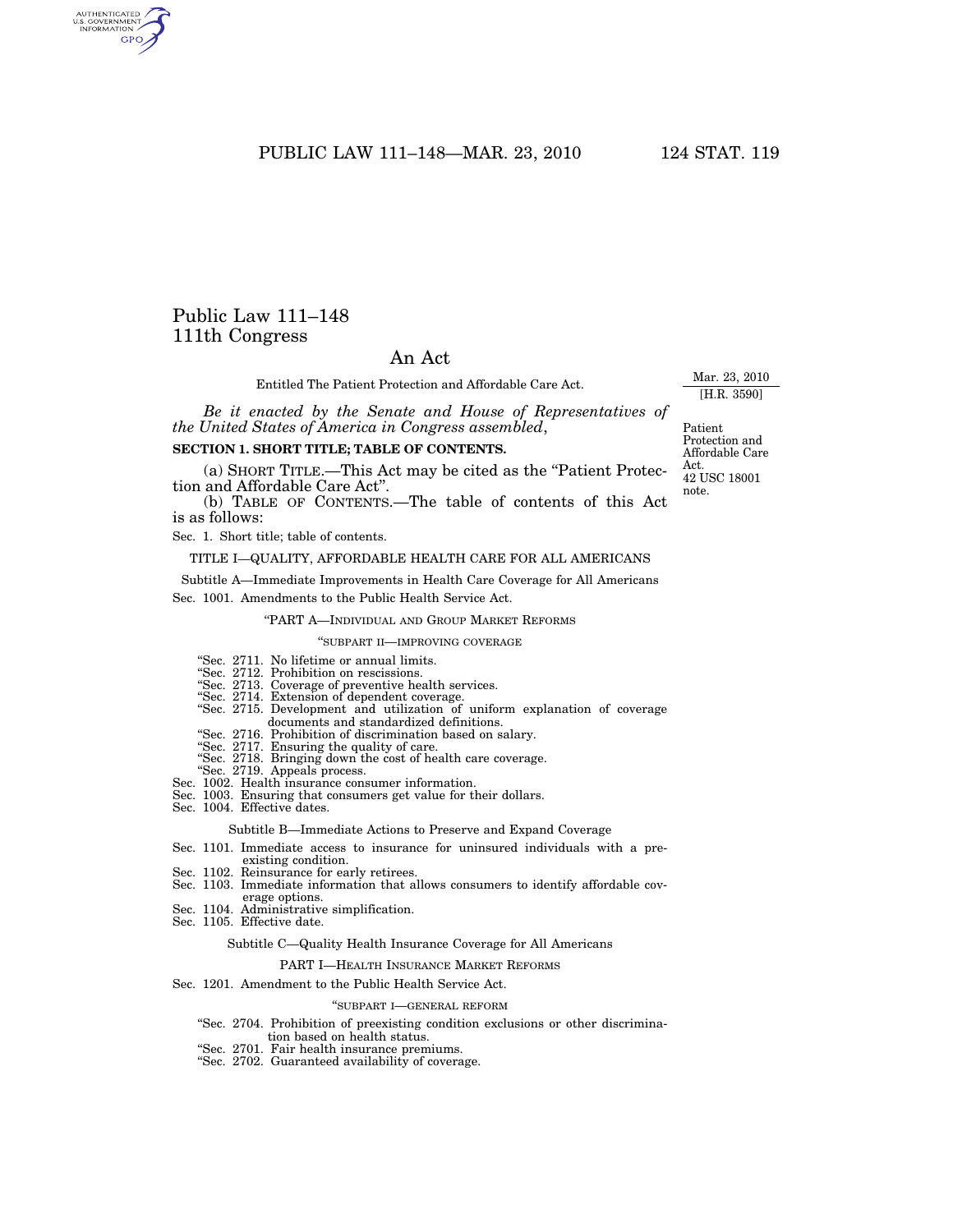# Public Law 111–148
## 111th Congress

## An Act

Entitled The Patient Protection and Affordable Care Act.

Mar. 23, 2010
[H.R. 3590]

*Be it enacted by the Senate and House of Representatives of the United States of America in Congress assembled*,

Patient Protection and Affordable Care Act.
42 USC 18001 note.

### SECTION 1. SHORT TITLE; TABLE OF CONTENTS.

(a) SHORT TITLE.—This Act may be cited as the "Patient Protection and Affordable Care Act".

(b) TABLE OF CONTENTS.—The table of contents of this Act is as follows:

Sec. 1. Short title; table of contents.

TITLE I—QUALITY, AFFORDABLE HEALTH CARE FOR ALL AMERICANS

Subtitle A—Immediate Improvements in Health Care Coverage for All Americans

Sec. 1001. Amendments to the Public Health Service Act.

"PART A—INDIVIDUAL AND GROUP MARKET REFORMS

"SUBPART II—IMPROVING COVERAGE

"Sec. 2711. No lifetime or annual limits.
"Sec. 2712. Prohibition on rescissions.
"Sec. 2713. Coverage of preventive health services.
"Sec. 2714. Extension of dependent coverage.
"Sec. 2715. Development and utilization of uniform explanation of coverage documents and standardized definitions.
"Sec. 2716. Prohibition of discrimination based on salary.
"Sec. 2717. Ensuring the quality of care.
"Sec. 2718. Bringing down the cost of health care coverage.
"Sec. 2719. Appeals process.

Sec. 1002. Health insurance consumer information.
Sec. 1003. Ensuring that consumers get value for their dollars.
Sec. 1004. Effective dates.

Subtitle B—Immediate Actions to Preserve and Expand Coverage

Sec. 1101. Immediate access to insurance for uninsured individuals with a preexisting condition.
Sec. 1102. Reinsurance for early retirees.
Sec. 1103. Immediate information that allows consumers to identify affordable coverage options.
Sec. 1104. Administrative simplification.
Sec. 1105. Effective date.

Subtitle C—Quality Health Insurance Coverage for All Americans

PART I—HEALTH INSURANCE MARKET REFORMS

Sec. 1201. Amendment to the Public Health Service Act.

"SUBPART I—GENERAL REFORM

"Sec. 2704. Prohibition of preexisting condition exclusions or other discrimination based on health status.
"Sec. 2701. Fair health insurance premiums.
"Sec. 2702. Guaranteed availability of coverage.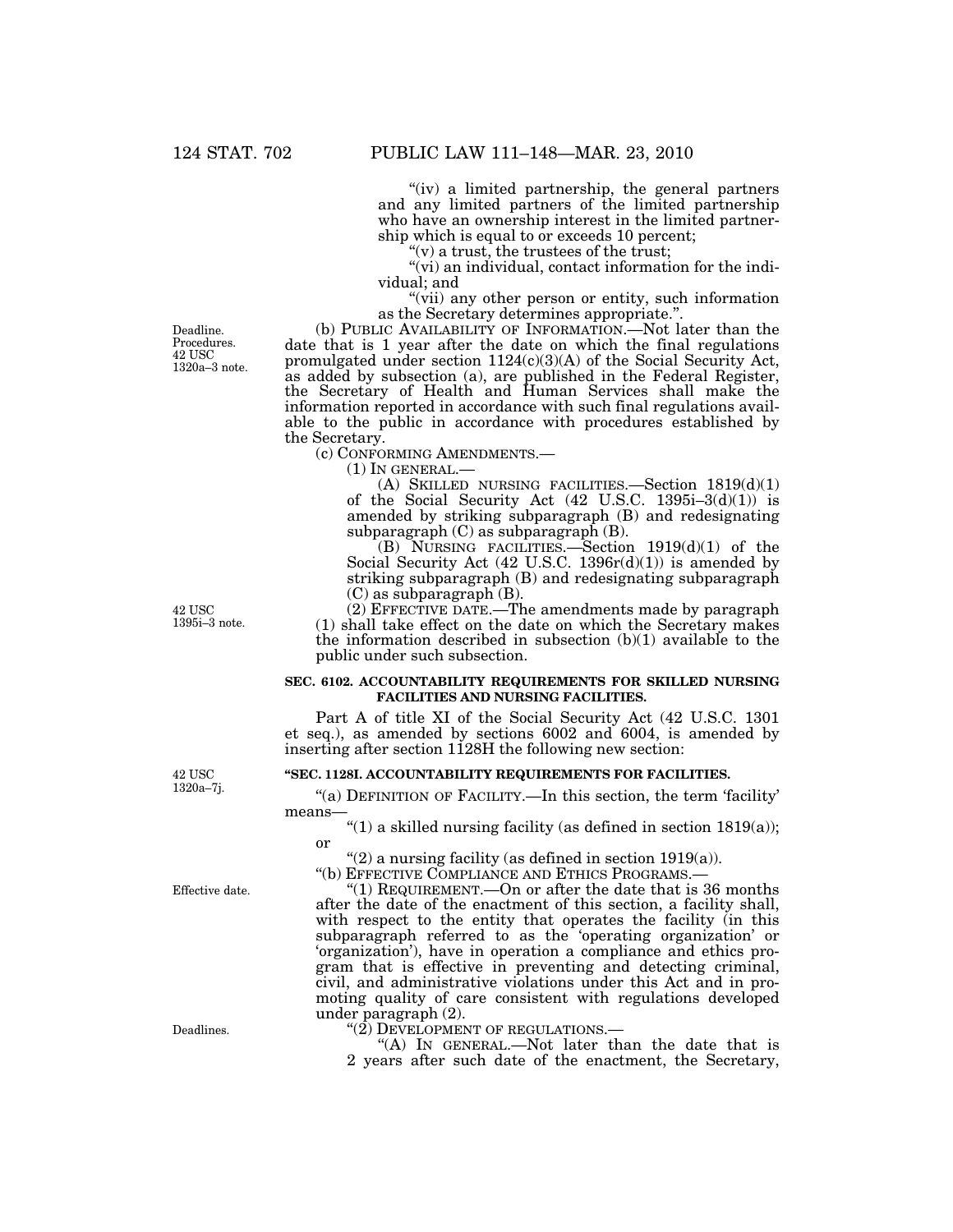"(iv) a limited partnership, the general partners and any limited partners of the limited partnership who have an ownership interest in the limited partnership which is equal to or exceeds 10 percent;

"(v) a trust, the trustees of the trust;

"(vi) an individual, contact information for the individual; and

"(vii) any other person or entity, such information as the Secretary determines appropriate.".

Deadline. Procedures. 42 USC 1320a–3 note.

(b) PUBLIC AVAILABILITY OF INFORMATION.—Not later than the date that is 1 year after the date on which the final regulations promulgated under section 1124(c)(3)(A) of the Social Security Act, as added by subsection (a), are published in the Federal Register, the Secretary of Health and Human Services shall make the information reported in accordance with such final regulations available to the public in accordance with procedures established by the Secretary.

(c) CONFORMING AMENDMENTS.—

(1) IN GENERAL.—

(A) SKILLED NURSING FACILITIES.—Section 1819(d)(1) of the Social Security Act (42 U.S.C. 1395i–3(d)(1)) is amended by striking subparagraph (B) and redesignating subparagraph (C) as subparagraph (B).

(B) NURSING FACILITIES.—Section 1919(d)(1) of the Social Security Act (42 U.S.C. 1396r(d)(1)) is amended by striking subparagraph (B) and redesignating subparagraph (C) as subparagraph (B).

42 USC 1395i–3 note.

(2) EFFECTIVE DATE.—The amendments made by paragraph (1) shall take effect on the date on which the Secretary makes the information described in subsection (b)(1) available to the public under such subsection.

**SEC. 6102. ACCOUNTABILITY REQUIREMENTS FOR SKILLED NURSING FACILITIES AND NURSING FACILITIES.**

Part A of title XI of the Social Security Act (42 U.S.C. 1301 et seq.), as amended by sections 6002 and 6004, is amended by inserting after section 1128H the following new section:

42 USC 1320a–7j.

**"SEC. 1128I. ACCOUNTABILITY REQUIREMENTS FOR FACILITIES.**

"(a) DEFINITION OF FACILITY.—In this section, the term 'facility' means—

"(1) a skilled nursing facility (as defined in section 1819(a)); or

"(2) a nursing facility (as defined in section 1919(a)).

"(b) EFFECTIVE COMPLIANCE AND ETHICS PROGRAMS.—

Effective date.

"(1) REQUIREMENT.—On or after the date that is 36 months after the date of the enactment of this section, a facility shall, with respect to the entity that operates the facility (in this subparagraph referred to as the 'operating organization' or 'organization'), have in operation a compliance and ethics program that is effective in preventing and detecting criminal, civil, and administrative violations under this Act and in promoting quality of care consistent with regulations developed under paragraph (2).

Deadlines.

"(2) DEVELOPMENT OF REGULATIONS.—

"(A) IN GENERAL.—Not later than the date that is 2 years after such date of the enactment, the Secretary,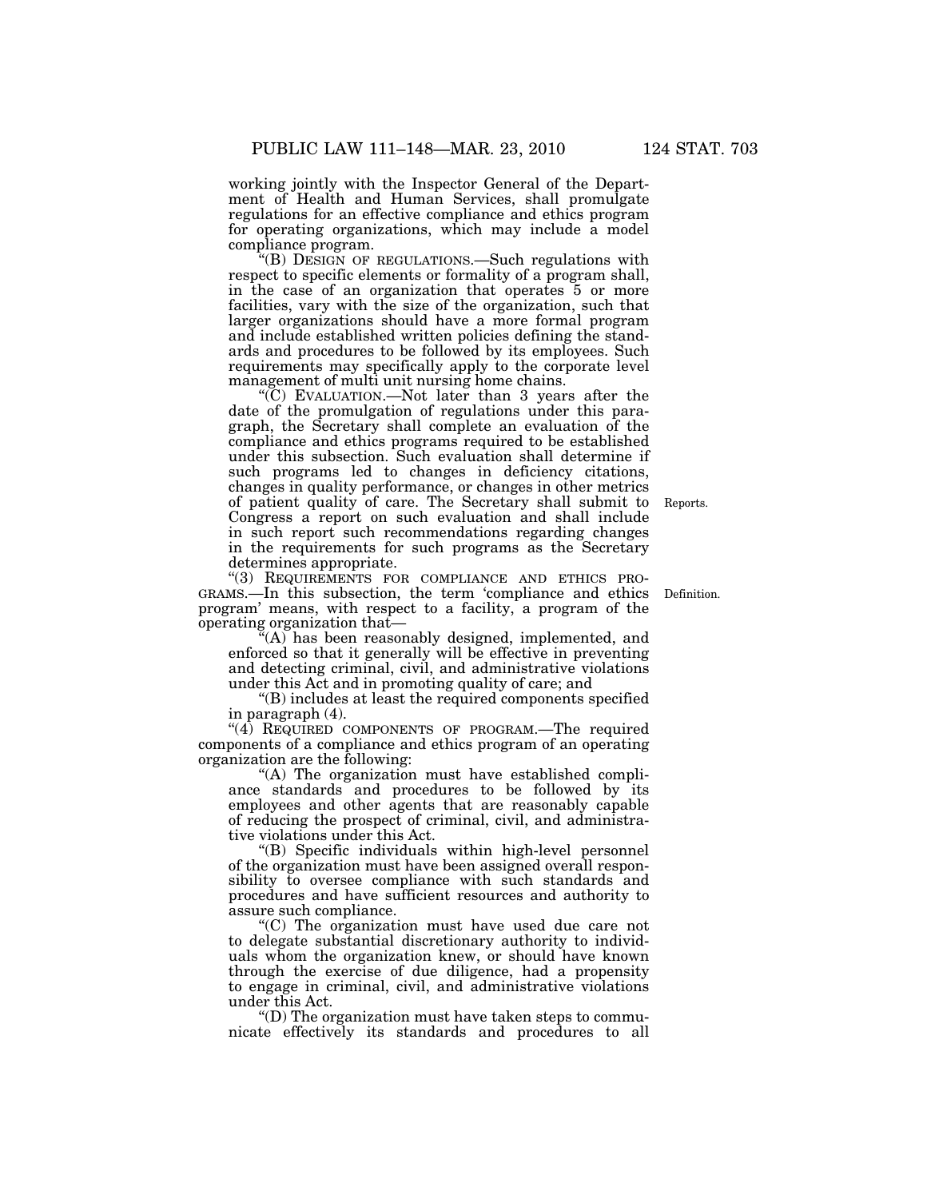working jointly with the Inspector General of the Department of Health and Human Services, shall promulgate regulations for an effective compliance and ethics program for operating organizations, which may include a model compliance program.

"(B) DESIGN OF REGULATIONS.—Such regulations with respect to specific elements or formality of a program shall, in the case of an organization that operates 5 or more facilities, vary with the size of the organization, such that larger organizations should have a more formal program and include established written policies defining the standards and procedures to be followed by its employees. Such requirements may specifically apply to the corporate level management of multi unit nursing home chains.

"(C) EVALUATION.—Not later than 3 years after the date of the promulgation of regulations under this paragraph, the Secretary shall complete an evaluation of the compliance and ethics programs required to be established under this subsection. Such evaluation shall determine if such programs led to changes in deficiency citations, changes in quality performance, or changes in other metrics of patient quality of care. The Secretary shall submit to Congress a report on such evaluation and shall include in such report such recommendations regarding changes in the requirements for such programs as the Secretary determines appropriate.

Reports.

"(3) REQUIREMENTS FOR COMPLIANCE AND ETHICS PROGRAMS.—In this subsection, the term 'compliance and ethics program' means, with respect to a facility, a program of the operating organization that—

Definition.

"(A) has been reasonably designed, implemented, and enforced so that it generally will be effective in preventing and detecting criminal, civil, and administrative violations under this Act and in promoting quality of care; and

"(B) includes at least the required components specified in paragraph (4).

"(4) REQUIRED COMPONENTS OF PROGRAM.—The required components of a compliance and ethics program of an operating organization are the following:

"(A) The organization must have established compliance standards and procedures to be followed by its employees and other agents that are reasonably capable of reducing the prospect of criminal, civil, and administrative violations under this Act.

"(B) Specific individuals within high-level personnel of the organization must have been assigned overall responsibility to oversee compliance with such standards and procedures and have sufficient resources and authority to assure such compliance.

"(C) The organization must have used due care not to delegate substantial discretionary authority to individuals whom the organization knew, or should have known through the exercise of due diligence, had a propensity to engage in criminal, civil, and administrative violations under this Act.

"(D) The organization must have taken steps to communicate effectively its standards and procedures to all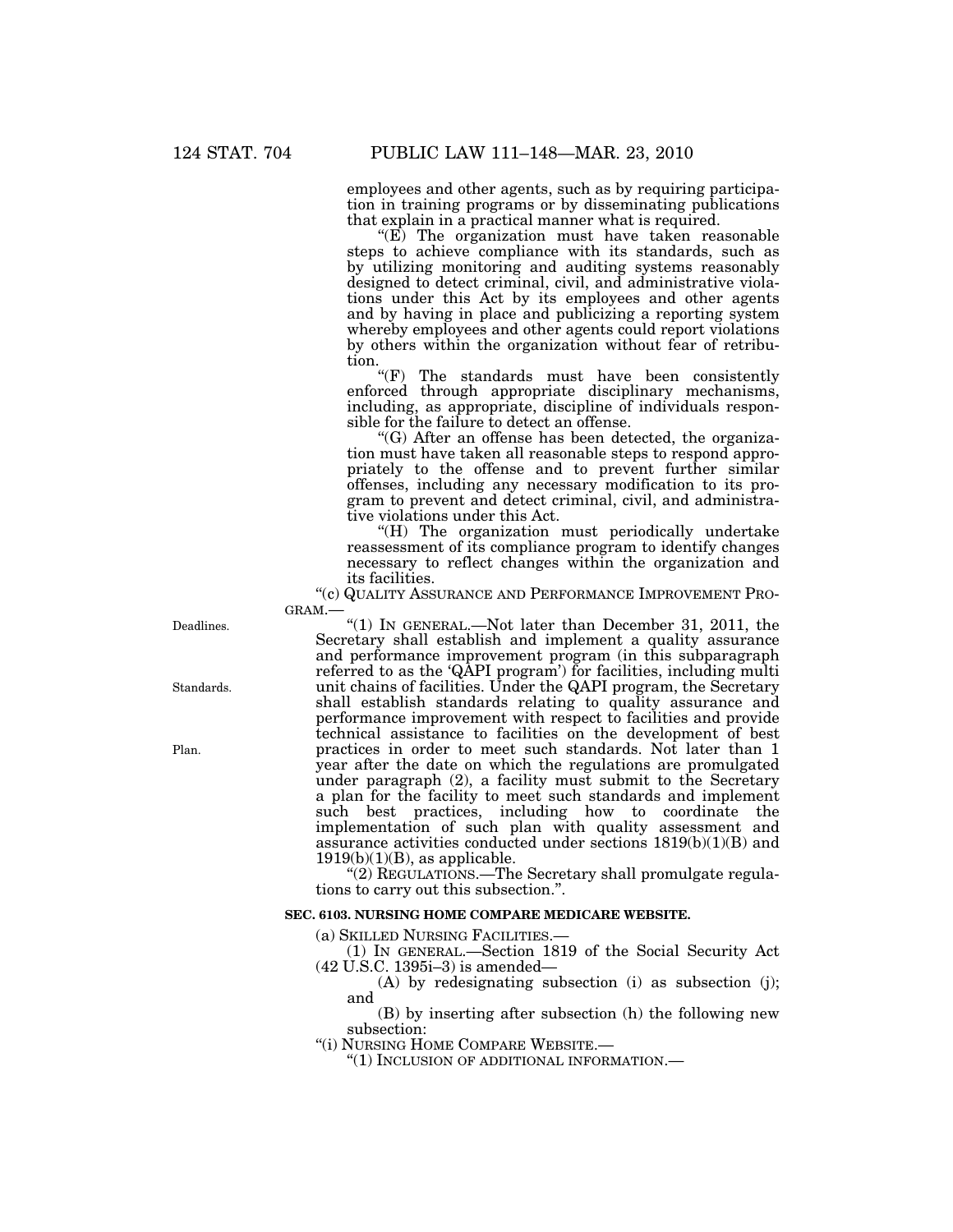employees and other agents, such as by requiring participation in training programs or by disseminating publications that explain in a practical manner what is required.

"(E) The organization must have taken reasonable steps to achieve compliance with its standards, such as by utilizing monitoring and auditing systems reasonably designed to detect criminal, civil, and administrative violations under this Act by its employees and other agents and by having in place and publicizing a reporting system whereby employees and other agents could report violations by others within the organization without fear of retribution.

"(F) The standards must have been consistently enforced through appropriate disciplinary mechanisms, including, as appropriate, discipline of individuals responsible for the failure to detect an offense.

"(G) After an offense has been detected, the organization must have taken all reasonable steps to respond appropriately to the offense and to prevent further similar offenses, including any necessary modification to its program to prevent and detect criminal, civil, and administrative violations under this Act.

"(H) The organization must periodically undertake reassessment of its compliance program to identify changes necessary to reflect changes within the organization and its facilities.

"(c) QUALITY ASSURANCE AND PERFORMANCE IMPROVEMENT PROGRAM.—

Deadlines.

Standards.

Plan.

"(1) IN GENERAL.—Not later than December 31, 2011, the Secretary shall establish and implement a quality assurance and performance improvement program (in this subparagraph referred to as the 'QAPI program') for facilities, including multi unit chains of facilities. Under the QAPI program, the Secretary shall establish standards relating to quality assurance and performance improvement with respect to facilities and provide technical assistance to facilities on the development of best practices in order to meet such standards. Not later than 1 year after the date on which the regulations are promulgated under paragraph (2), a facility must submit to the Secretary a plan for the facility to meet such standards and implement such best practices, including how to coordinate the implementation of such plan with quality assessment and assurance activities conducted under sections 1819(b)(1)(B) and 1919(b)(1)(B), as applicable.

"(2) REGULATIONS.—The Secretary shall promulgate regulations to carry out this subsection.".

**SEC. 6103. NURSING HOME COMPARE MEDICARE WEBSITE.**

(a) SKILLED NURSING FACILITIES.—

(1) IN GENERAL.—Section 1819 of the Social Security Act (42 U.S.C. 1395i–3) is amended—

(A) by redesignating subsection (i) as subsection (j); and

(B) by inserting after subsection (h) the following new subsection:

"(i) NURSING HOME COMPARE WEBSITE.—

"(1) INCLUSION OF ADDITIONAL INFORMATION.—